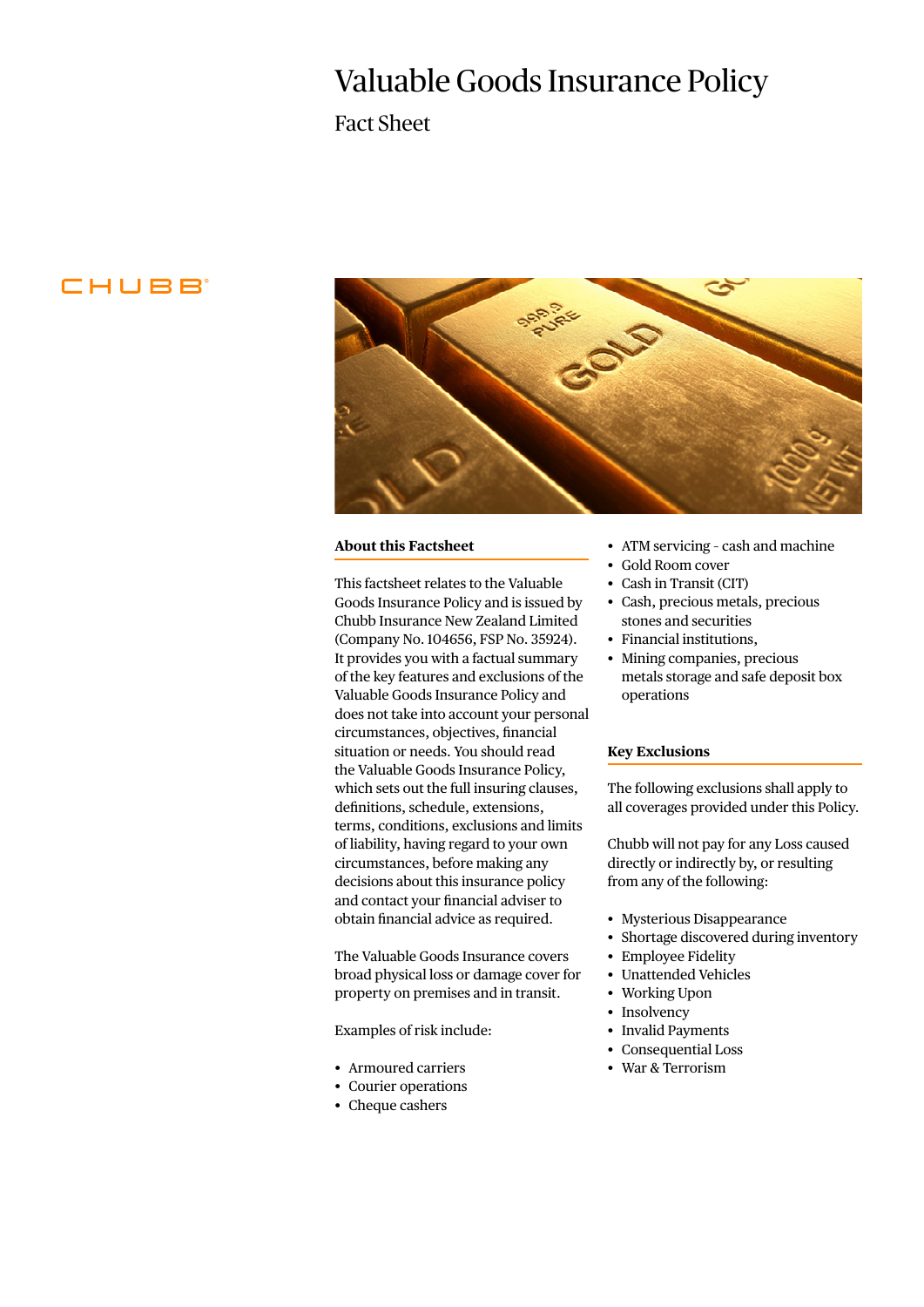# Valuable Goods Insurance Policy

## Fact Sheet

CHUBB

### About this Factsheet

This factsheet relates to the Valuable Goods Insurance Policy and is issued by Chubb Insurance New Zealand Limited (Company No. 104656, FSP No. 35924). It provides you with a factual summary of the key features and exclusions of the Valuable Goods Insurance Policy and does not take into account your personal circumstances, objectives, financial situation or needs. You should read the Valuable Goods Insurance Policy, which sets out the full insuring clauses, definitions, schedule, extensions, terms, conditions, exclusions and limits of liability, having regard to your own circumstances, before making any decisions about this insurance policy and contact your financial adviser to obtain financial advice as required.

The Valuable Goods Insurance covers broad physical loss or damage cover for property on premises and in transit.

Examples of risk include:

- Armoured carriers
- Courier operations
- Cheque cashers
- ATM servicing - cash and machine
- Gold Room cover
- Cash in Transit (CIT)
- Cash, precious metals, precious stones and securities
- Financial institutions,
- Mining companies, precious metals storage and safe deposit box operations

### Key Exclusions

The following exclusions shall apply to all coverages provided under this Policy.

Chubb will not pay for any Loss caused directly or indirectly by, or resulting from any of the following:

- Mysterious Disappearance
- Shortage discovered during inventory
- Employee Fidelity
- Unattended Vehicles
- Working Upon
- Insolvency
- Invalid Payments
- Consequential Loss
- War & Terrorism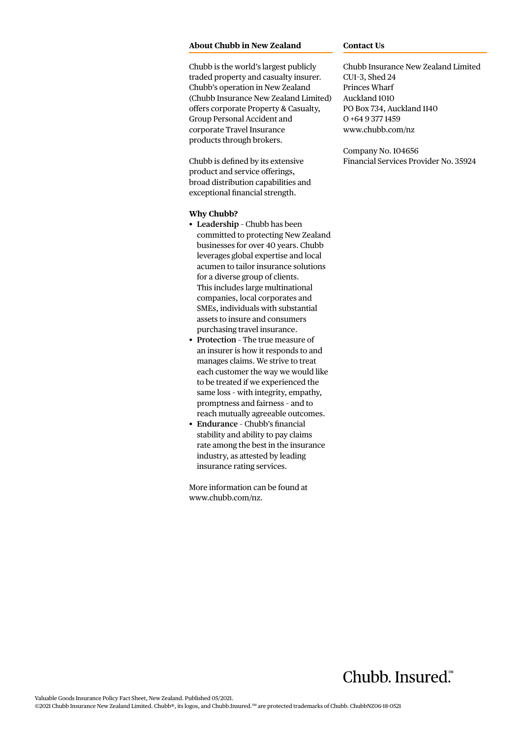## About Chubb in New Zealand

Chubb is the world's largest publicly traded property and casualty insurer. Chubb's operation in New Zealand (Chubb Insurance New Zealand Limited) offers corporate Property & Casualty, Group Personal Accident and corporate Travel Insurance products through brokers.

Chubb is defined by its extensive product and service offerings, broad distribution capabilities and exceptional financial strength.

**Why Chubb?**

- **Leadership** – Chubb has been committed to protecting New Zealand businesses for over 40 years. Chubb leverages global expertise and local acumen to tailor insurance solutions for a diverse group of clients. This includes large multinational companies, local corporates and SMEs, individuals with substantial assets to insure and consumers purchasing travel insurance.
- **Protection** – The true measure of an insurer is how it responds to and manages claims. We strive to treat each customer the way we would like to be treated if we experienced the same loss – with integrity, empathy, promptness and fairness – and to reach mutually agreeable outcomes.
- **Endurance** – Chubb's financial stability and ability to pay claims rate among the best in the insurance industry, as attested by leading insurance rating services.

More information can be found at www.chubb.com/nz.

## Contact Us

Chubb Insurance New Zealand Limited
CU1-3, Shed 24
Princes Wharf
Auckland 1010
PO Box 734, Auckland 1140
O +64 9 377 1459
www.chubb.com/nz

Company No. 104656
Financial Services Provider No. 35924

Chubb. Insured.℠

Valuable Goods Insurance Policy Fact Sheet, New Zealand. Published 05/2021.
©2021 Chubb Insurance New Zealand Limited. Chubb®, its logos, and Chubb.Insured.℠ are protected trademarks of Chubb. ChubbNZ06-18-0521